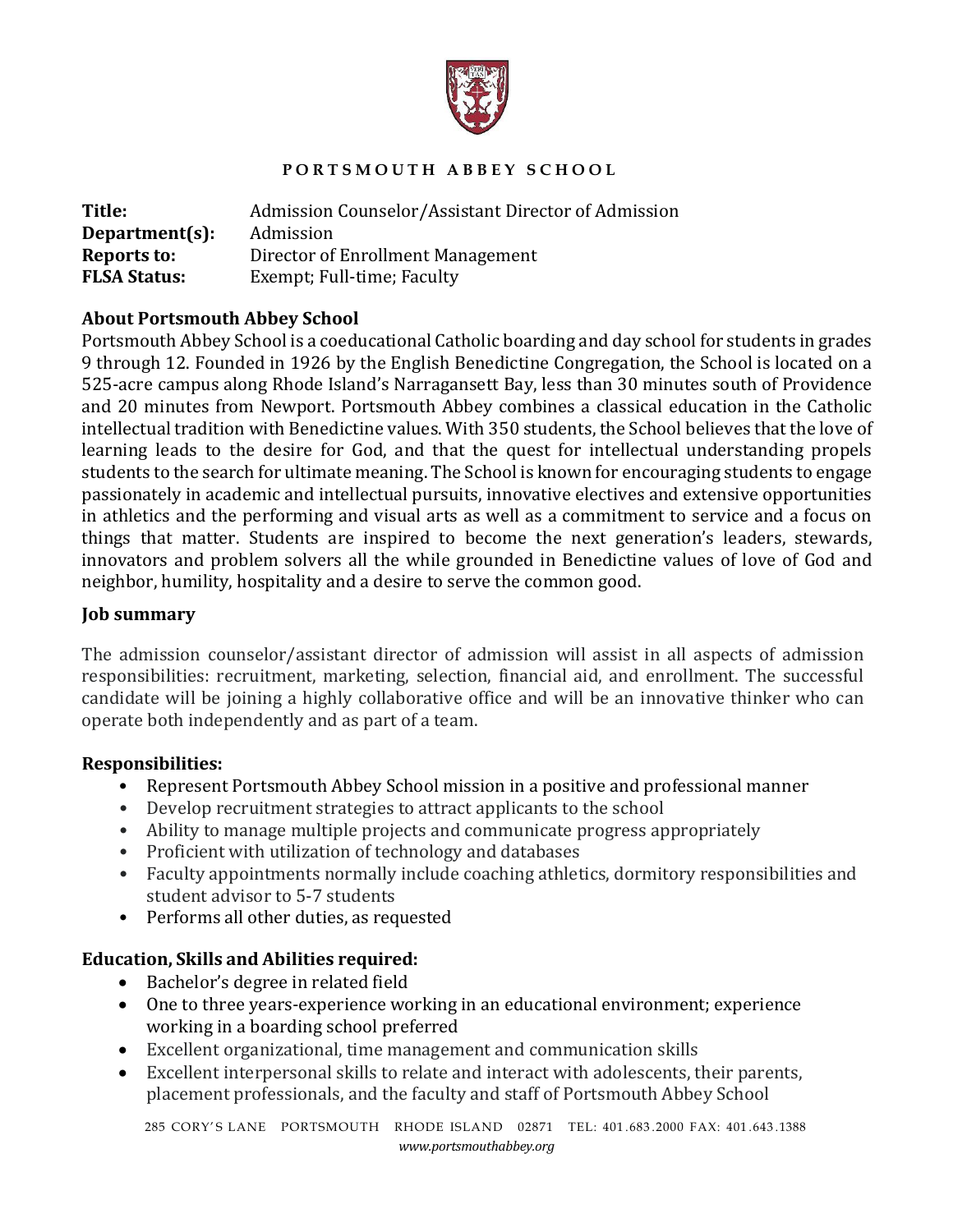**PORTSMOUTH ABBEY SCHOOL**

**Title:** Admission Counselor/Assistant Director of Admission
**Department(s):** Admission
**Reports to:** Director of Enrollment Management
**FLSA Status:** Exempt; Full-time; Faculty

## About Portsmouth Abbey School

Portsmouth Abbey School is a coeducational Catholic boarding and day school for students in grades 9 through 12. Founded in 1926 by the English Benedictine Congregation, the School is located on a 525-acre campus along Rhode Island's Narragansett Bay, less than 30 minutes south of Providence and 20 minutes from Newport. Portsmouth Abbey combines a classical education in the Catholic intellectual tradition with Benedictine values. With 350 students, the School believes that the love of learning leads to the desire for God, and that the quest for intellectual understanding propels students to the search for ultimate meaning. The School is known for encouraging students to engage passionately in academic and intellectual pursuits, innovative electives and extensive opportunities in athletics and the performing and visual arts as well as a commitment to service and a focus on things that matter. Students are inspired to become the next generation's leaders, stewards, innovators and problem solvers all the while grounded in Benedictine values of love of God and neighbor, humility, hospitality and a desire to serve the common good.

## Job summary

The admission counselor/assistant director of admission will assist in all aspects of admission responsibilities: recruitment, marketing, selection, financial aid, and enrollment. The successful candidate will be joining a highly collaborative office and will be an innovative thinker who can operate both independently and as part of a team.

## Responsibilities:

- Represent Portsmouth Abbey School mission in a positive and professional manner
- Develop recruitment strategies to attract applicants to the school
- Ability to manage multiple projects and communicate progress appropriately
- Proficient with utilization of technology and databases
- Faculty appointments normally include coaching athletics, dormitory responsibilities and student advisor to 5-7 students
- Performs all other duties, as requested

## Education, Skills and Abilities required:

- Bachelor's degree in related field
- One to three years-experience working in an educational environment; experience working in a boarding school preferred
- Excellent organizational, time management and communication skills
- Excellent interpersonal skills to relate and interact with adolescents, their parents, placement professionals, and the faculty and staff of Portsmouth Abbey School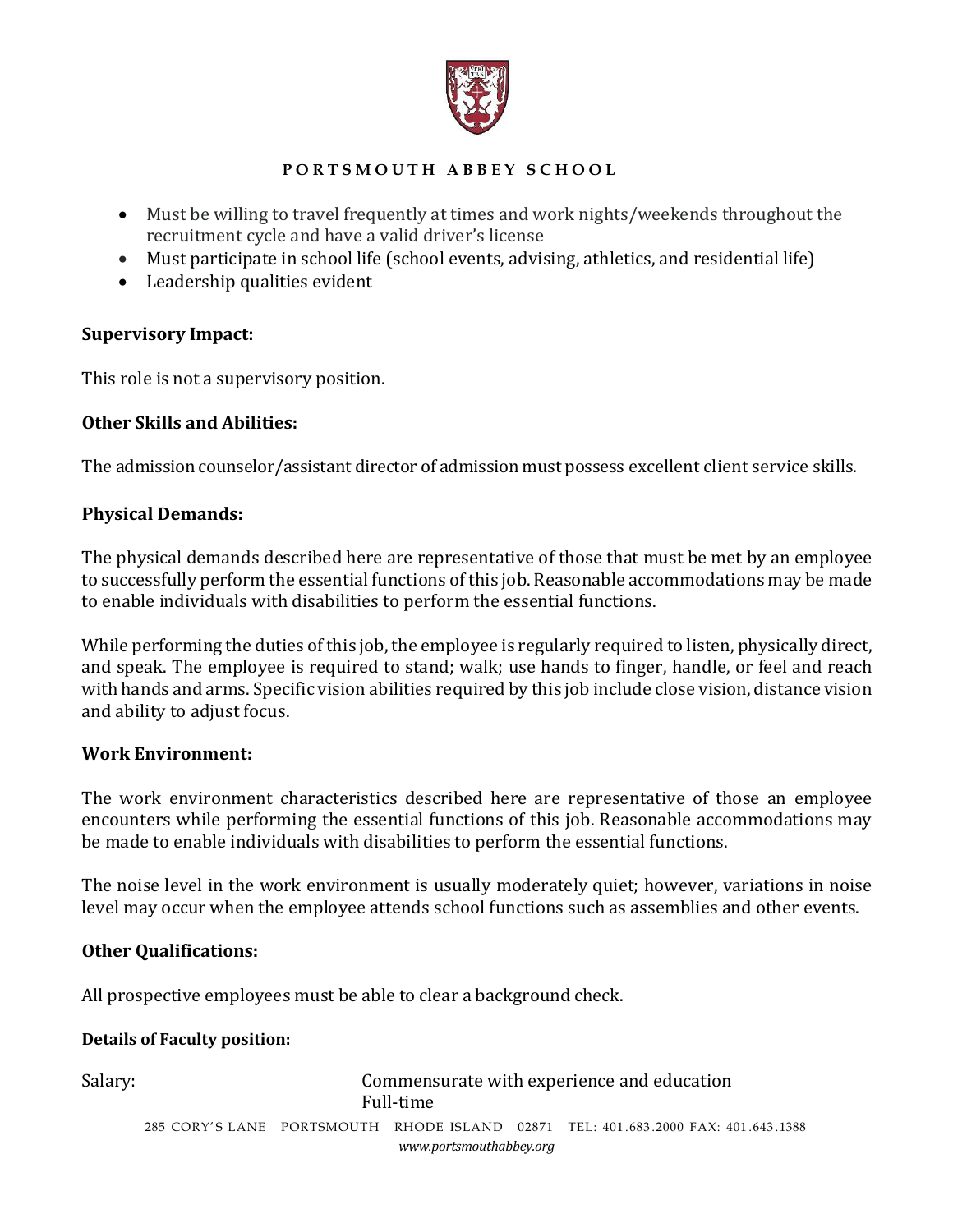- Must be willing to travel frequently at times and work nights/weekends throughout the recruitment cycle and have a valid driver's license
- Must participate in school life (school events, advising, athletics, and residential life)
- Leadership qualities evident

**Supervisory Impact:**

This role is not a supervisory position.

**Other Skills and Abilities:**

The admission counselor/assistant director of admission must possess excellent client service skills.

**Physical Demands:**

The physical demands described here are representative of those that must be met by an employee to successfully perform the essential functions of this job. Reasonable accommodations may be made to enable individuals with disabilities to perform the essential functions.

While performing the duties of this job, the employee is regularly required to listen, physically direct, and speak. The employee is required to stand; walk; use hands to finger, handle, or feel and reach with hands and arms. Specific vision abilities required by this job include close vision, distance vision and ability to adjust focus.

**Work Environment:**

The work environment characteristics described here are representative of those an employee encounters while performing the essential functions of this job. Reasonable accommodations may be made to enable individuals with disabilities to perform the essential functions.

The noise level in the work environment is usually moderately quiet; however, variations in noise level may occur when the employee attends school functions such as assemblies and other events.

**Other Qualifications:**

All prospective employees must be able to clear a background check.

**Details of Faculty position:**

Salary: Commensurate with experience and education
Full-time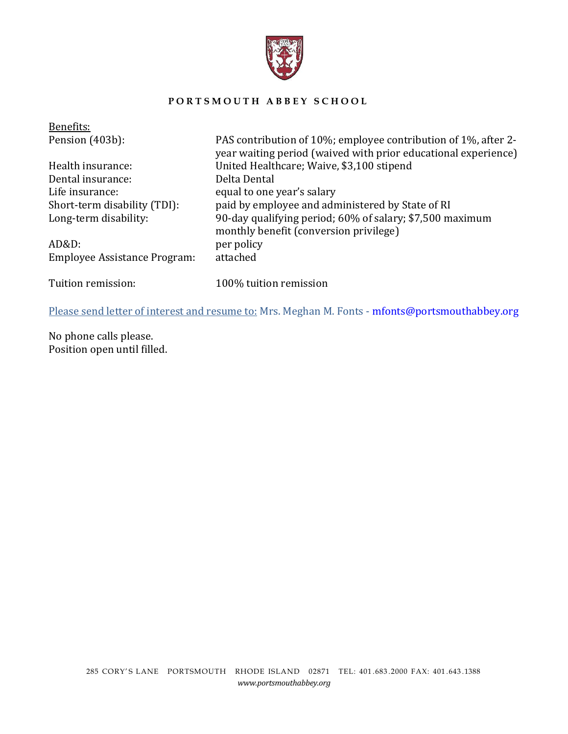**PORTSMOUTH ABBEY SCHOOL**

Benefits:

| | |
|---|---|
| Pension (403b): | PAS contribution of 10%; employee contribution of 1%, after 2-year waiting period (waived with prior educational experience) |
| Health insurance: | United Healthcare; Waive, $3,100 stipend |
| Dental insurance: | Delta Dental |
| Life insurance: | equal to one year's salary |
| Short-term disability (TDI): | paid by employee and administered by State of RI |
| Long-term disability: | 90-day qualifying period; 60% of salary; $7,500 maximum monthly benefit (conversion privilege) |
| AD&D: | per policy |
| Employee Assistance Program: | attached |
| Tuition remission: | 100% tuition remission |

Please send letter of interest and resume to: Mrs. Meghan M. Fonts - mfonts@portsmouthabbey.org

No phone calls please.
Position open until filled.

285 CORY'S LANE PORTSMOUTH RHODE ISLAND 02871 TEL: 401.683.2000 FAX: 401.643.1388
*www.portsmouthabbey.org*